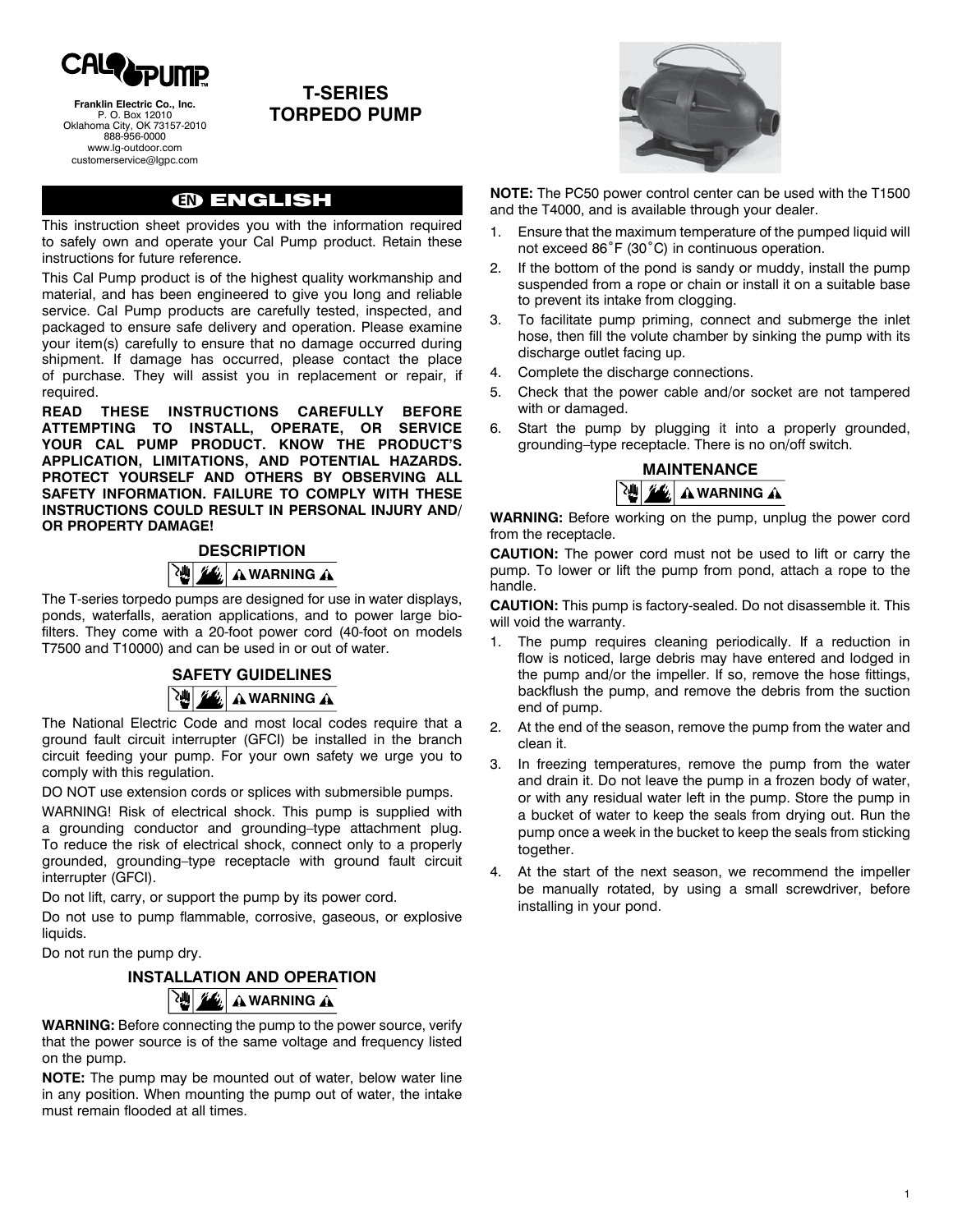**CAL PUMP**

Franklin Electric Co., Inc.
P. O. Box 12010
Oklahoma City, OK 73157-2010
888-956-0000
www.lg-outdoor.com
customerservice@lgpc.com

# T-SERIES TORPEDO PUMP

## EN ENGLISH

This instruction sheet provides you with the information required to safely own and operate your Cal Pump product. Retain these instructions for future reference.

This Cal Pump product is of the highest quality workmanship and material, and has been engineered to give you long and reliable service. Cal Pump products are carefully tested, inspected, and packaged to ensure safe delivery and operation. Please examine your item(s) carefully to ensure that no damage occurred during shipment. If damage has occurred, please contact the place of purchase. They will assist you in replacement or repair, if required.

**READ THESE INSTRUCTIONS CAREFULLY BEFORE ATTEMPTING TO INSTALL, OPERATE, OR SERVICE YOUR CAL PUMP PRODUCT. KNOW THE PRODUCT'S APPLICATION, LIMITATIONS, AND POTENTIAL HAZARDS. PROTECT YOURSELF AND OTHERS BY OBSERVING ALL SAFETY INFORMATION. FAILURE TO COMPLY WITH THESE INSTRUCTIONS COULD RESULT IN PERSONAL INJURY AND/ OR PROPERTY DAMAGE!**

### DESCRIPTION

⚠ WARNING ⚠

The T-series torpedo pumps are designed for use in water displays, ponds, waterfalls, aeration applications, and to power large bio-filters. They come with a 20-foot power cord (40-foot on models T7500 and T10000) and can be used in or out of water.

### SAFETY GUIDELINES

⚠ WARNING ⚠

The National Electric Code and most local codes require that a ground fault circuit interrupter (GFCI) be installed in the branch circuit feeding your pump. For your own safety we urge you to comply with this regulation.

DO NOT use extension cords or splices with submersible pumps.

WARNING! Risk of electrical shock. This pump is supplied with a grounding conductor and grounding–type attachment plug. To reduce the risk of electrical shock, connect only to a properly grounded, grounding–type receptacle with ground fault circuit interrupter (GFCI).

Do not lift, carry, or support the pump by its power cord.

Do not use to pump flammable, corrosive, gaseous, or explosive liquids.

Do not run the pump dry.

### INSTALLATION AND OPERATION

⚠ WARNING ⚠

**WARNING:** Before connecting the pump to the power source, verify that the power source is of the same voltage and frequency listed on the pump.

**NOTE:** The pump may be mounted out of water, below water line in any position. When mounting the pump out of water, the intake must remain flooded at all times.

**NOTE:** The PC50 power control center can be used with the T1500 and the T4000, and is available through your dealer.

1. Ensure that the maximum temperature of the pumped liquid will not exceed 86˚F (30˚C) in continuous operation.
2. If the bottom of the pond is sandy or muddy, install the pump suspended from a rope or chain or install it on a suitable base to prevent its intake from clogging.
3. To facilitate pump priming, connect and submerge the inlet hose, then fill the volute chamber by sinking the pump with its discharge outlet facing up.
4. Complete the discharge connections.
5. Check that the power cable and/or socket are not tampered with or damaged.
6. Start the pump by plugging it into a properly grounded, grounding–type receptacle. There is no on/off switch.

### MAINTENANCE

⚠ WARNING ⚠

**WARNING:** Before working on the pump, unplug the power cord from the receptacle.

**CAUTION:** The power cord must not be used to lift or carry the pump. To lower or lift the pump from pond, attach a rope to the handle.

**CAUTION:** This pump is factory-sealed. Do not disassemble it. This will void the warranty.

1. The pump requires cleaning periodically. If a reduction in flow is noticed, large debris may have entered and lodged in the pump and/or the impeller. If so, remove the hose fittings, backflush the pump, and remove the debris from the suction end of pump.
2. At the end of the season, remove the pump from the water and clean it.
3. In freezing temperatures, remove the pump from the water and drain it. Do not leave the pump in a frozen body of water, or with any residual water left in the pump. Store the pump in a bucket of water to keep the seals from drying out. Run the pump once a week in the bucket to keep the seals from sticking together.
4. At the start of the next season, we recommend the impeller be manually rotated, by using a small screwdriver, before installing in your pond.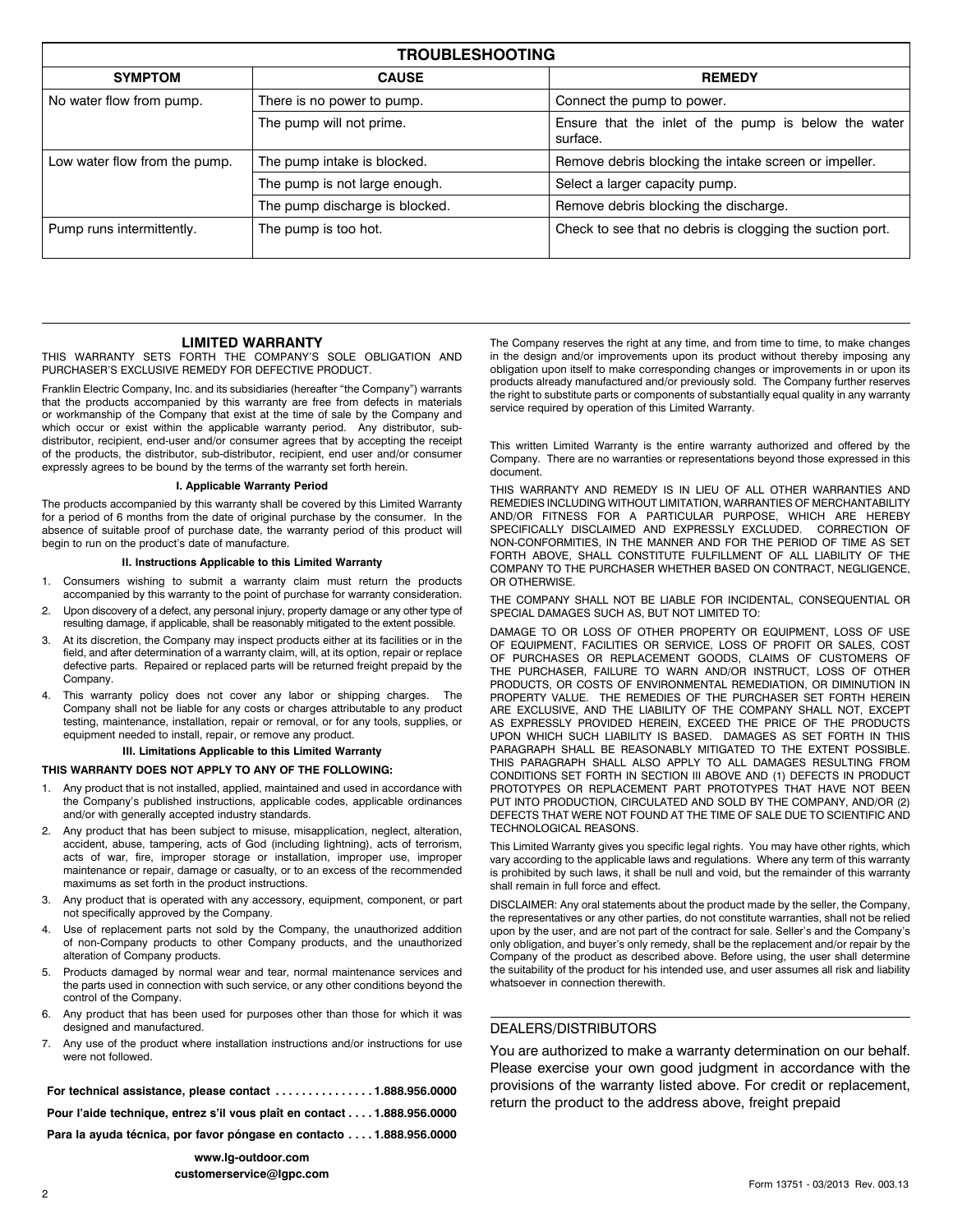## TROUBLESHOOTING

| SYMPTOM | CAUSE | REMEDY |
|---|---|---|
| No water flow from pump. | There is no power to pump. | Connect the pump to power. |
| | The pump will not prime. | Ensure that the inlet of the pump is below the water surface. |
| Low water flow from the pump. | The pump intake is blocked. | Remove debris blocking the intake screen or impeller. |
| | The pump is not large enough. | Select a larger capacity pump. |
| | The pump discharge is blocked. | Remove debris blocking the discharge. |
| Pump runs intermittently. | The pump is too hot. | Check to see that no debris is clogging the suction port. |

## LIMITED WARRANTY

THIS WARRANTY SETS FORTH THE COMPANY'S SOLE OBLIGATION AND PURCHASER'S EXCLUSIVE REMEDY FOR DEFECTIVE PRODUCT.

Franklin Electric Company, Inc. and its subsidiaries (hereafter "the Company") warrants that the products accompanied by this warranty are free from defects in materials or workmanship of the Company that exist at the time of sale by the Company and which occur or exist within the applicable warranty period. Any distributor, sub-distributor, recipient, end-user and/or consumer agrees that by accepting the receipt of the products, the distributor, sub-distributor, recipient, end user and/or consumer expressly agrees to be bound by the terms of the warranty set forth herein.

**I. Applicable Warranty Period**

The products accompanied by this warranty shall be covered by this Limited Warranty for a period of 6 months from the date of original purchase by the consumer. In the absence of suitable proof of purchase date, the warranty period of this product will begin to run on the product's date of manufacture.

**II. Instructions Applicable to this Limited Warranty**

1. Consumers wishing to submit a warranty claim must return the products accompanied by this warranty to the point of purchase for warranty consideration.
2. Upon discovery of a defect, any personal injury, property damage or any other type of resulting damage, if applicable, shall be reasonably mitigated to the extent possible.
3. At its discretion, the Company may inspect products either at its facilities or in the field, and after determination of a warranty claim, will, at its option, repair or replace defective parts. Repaired or replaced parts will be returned freight prepaid by the Company.
4. This warranty policy does not cover any labor or shipping charges. The Company shall not be liable for any costs or charges attributable to any product testing, maintenance, installation, repair or removal, or for any tools, supplies, or equipment needed to install, repair, or remove any product.

**III. Limitations Applicable to this Limited Warranty**

**THIS WARRANTY DOES NOT APPLY TO ANY OF THE FOLLOWING:**

1. Any product that is not installed, applied, maintained and used in accordance with the Company's published instructions, applicable codes, applicable ordinances and/or with generally accepted industry standards.
2. Any product that has been subject to misuse, misapplication, neglect, alteration, accident, abuse, tampering, acts of God (including lightning), acts of terrorism, acts of war, fire, improper storage or installation, improper use, improper maintenance or repair, damage or casualty, or to an excess of the recommended maximums as set forth in the product instructions.
3. Any product that is operated with any accessory, equipment, component, or part not specifically approved by the Company.
4. Use of replacement parts not sold by the Company, the unauthorized addition of non-Company products to other Company products, and the unauthorized alteration of Company products.
5. Products damaged by normal wear and tear, normal maintenance services and the parts used in connection with such service, or any other conditions beyond the control of the Company.
6. Any product that has been used for purposes other than those for which it was designed and manufactured.
7. Any use of the product where installation instructions and/or instructions for use were not followed.

**For technical assistance, please contact . . . . . . . . . . . . . . . 1.888.956.0000**

**Pour l'aide technique, entrez s'il vous plaît en contact . . . . 1.888.956.0000**

**Para la ayuda técnica, por favor póngase en contacto . . . . 1.888.956.0000**

**www.lg-outdoor.com**
**customerservice@lgpc.com**

The Company reserves the right at any time, and from time to time, to make changes in the design and/or improvements upon its product without thereby imposing any obligation upon itself to make corresponding changes or improvements in or upon its products already manufactured and/or previously sold. The Company further reserves the right to substitute parts or components of substantially equal quality in any warranty service required by operation of this Limited Warranty.

This written Limited Warranty is the entire warranty authorized and offered by the Company. There are no warranties or representations beyond those expressed in this document.

THIS WARRANTY AND REMEDY IS IN LIEU OF ALL OTHER WARRANTIES AND REMEDIES INCLUDING WITHOUT LIMITATION, WARRANTIES OF MERCHANTABILITY AND/OR FITNESS FOR A PARTICULAR PURPOSE, WHICH ARE HEREBY SPECIFICALLY DISCLAIMED AND EXPRESSLY EXCLUDED. CORRECTION OF NON-CONFORMITIES, IN THE MANNER AND FOR THE PERIOD OF TIME AS SET FORTH ABOVE, SHALL CONSTITUTE FULFILLMENT OF ALL LIABILITY OF THE COMPANY TO THE PURCHASER WHETHER BASED ON CONTRACT, NEGLIGENCE, OR OTHERWISE.

THE COMPANY SHALL NOT BE LIABLE FOR INCIDENTAL, CONSEQUENTIAL OR SPECIAL DAMAGES SUCH AS, BUT NOT LIMITED TO:

DAMAGE TO OR LOSS OF OTHER PROPERTY OR EQUIPMENT, LOSS OF USE OF EQUIPMENT, FACILITIES OR SERVICE, LOSS OF PROFIT OR SALES, COST OF PURCHASES OR REPLACEMENT GOODS, CLAIMS OF CUSTOMERS OF THE PURCHASER, FAILURE TO WARN AND/OR INSTRUCT, LOSS OF OTHER PRODUCTS, OR COSTS OF ENVIRONMENTAL REMEDIATION, OR DIMINUTION IN PROPERTY VALUE. THE REMEDIES OF THE PURCHASER SET FORTH HEREIN ARE EXCLUSIVE, AND THE LIABILITY OF THE COMPANY SHALL NOT, EXCEPT AS EXPRESSLY PROVIDED HEREIN, EXCEED THE PRICE OF THE PRODUCTS UPON WHICH SUCH LIABILITY IS BASED. DAMAGES AS SET FORTH IN THIS PARAGRAPH SHALL BE REASONABLY MITIGATED TO THE EXTENT POSSIBLE. THIS PARAGRAPH SHALL ALSO APPLY TO ALL DAMAGES RESULTING FROM CONDITIONS SET FORTH IN SECTION III ABOVE AND (1) DEFECTS IN PRODUCT PROTOTYPES OR REPLACEMENT PART PROTOTYPES THAT HAVE NOT BEEN PUT INTO PRODUCTION, CIRCULATED AND SOLD BY THE COMPANY, AND/OR (2) DEFECTS THAT WERE NOT FOUND AT THE TIME OF SALE DUE TO SCIENTIFIC AND TECHNOLOGICAL REASONS.

This Limited Warranty gives you specific legal rights. You may have other rights, which vary according to the applicable laws and regulations. Where any term of this warranty is prohibited by such laws, it shall be null and void, but the remainder of this warranty shall remain in full force and effect.

DISCLAIMER: Any oral statements about the product made by the seller, the Company, the representatives or any other parties, do not constitute warranties, shall not be relied upon by the user, and are not part of the contract for sale. Seller's and the Company's only obligation, and buyer's only remedy, shall be the replacement and/or repair by the Company of the product as described above. Before using, the user shall determine the suitability of the product for his intended use, and user assumes all risk and liability whatsoever in connection therewith.

## DEALERS/DISTRIBUTORS

You are authorized to make a warranty determination on our behalf. Please exercise your own good judgment in accordance with the provisions of the warranty listed above. For credit or replacement, return the product to the address above, freight prepaid

Form 13751 - 03/2013 Rev. 003.13